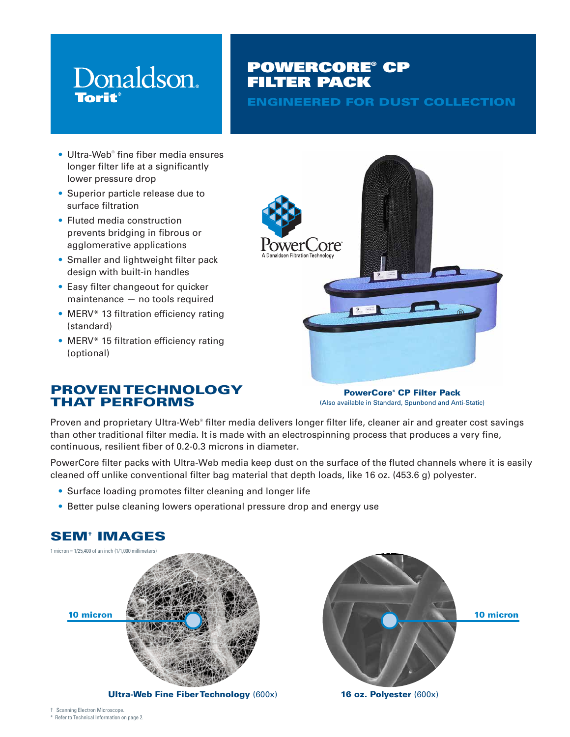# POWERCORE® CP FILTER PACK

## ENGINEERED FOR DUST COLLECTION

- Ultra-Web® fine fiber media ensures longer filter life at a significantly lower pressure drop
- Superior particle release due to surface filtration
- Fluted media construction prevents bridging in fibrous or agglomerative applications
- Smaller and lightweight filter pack design with built-in handles
- Easy filter changeout for quicker maintenance — no tools required
- MERV* 13 filtration efficiency rating (standard)
- MERV* 15 filtration efficiency rating (optional)

**PowerCore® CP Filter Pack**
(Also available in Standard, Spunbond and Anti-Static)

## PROVEN TECHNOLOGY THAT PERFORMS

Proven and proprietary Ultra-Web® filter media delivers longer filter life, cleaner air and greater cost savings than other traditional filter media. It is made with an electrospinning process that produces a very fine, continuous, resilient fiber of 0.2-0.3 microns in diameter.

PowerCore filter packs with Ultra-Web media keep dust on the surface of the fluted channels where it is easily cleaned off unlike conventional filter bag material that depth loads, like 16 oz. (453.6 g) polyester.

- Surface loading promotes filter cleaning and longer life
- Better pulse cleaning lowers operational pressure drop and energy use

## SEM† IMAGES

1 micron = 1/25,400 of an inch (1/1,000 millimeters)

10 micron

**Ultra-Web Fine Fiber Technology** (600x)

10 micron

**16 oz. Polyester** (600x)

† Scanning Electron Microscope.
\* Refer to Technical Information on page 2.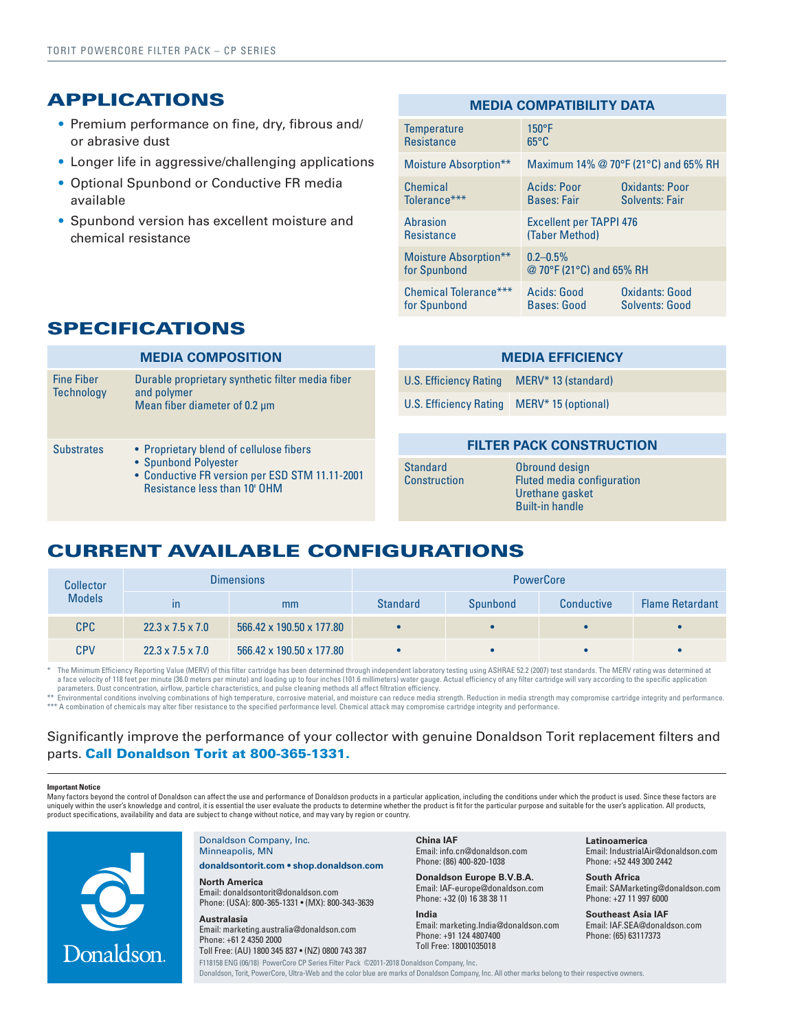## APPLICATIONS

- Premium performance on fine, dry, fibrous and/or abrasive dust
- Longer life in aggressive/challenging applications
- Optional Spunbond or Conductive FR media available
- Spunbond version has excellent moisture and chemical resistance

| MEDIA COMPATIBILITY DATA | | |
|---|---|---|
| Temperature Resistance | 150°F<br>65°C | |
| Moisture Absorption** | Maximum 14% @ 70°F (21°C) and 65% RH | |
| Chemical Tolerance*** | Acids: Poor<br>Bases: Fair | Oxidants: Poor<br>Solvents: Fair |
| Abrasion Resistance | Excellent per TAPPI 476 (Taber Method) | |
| Moisture Absorption** for Spunbond | 0.2–0.5%<br>@ 70°F (21°C) and 65% RH | |
| Chemical Tolerance*** for Spunbond | Acids: Good<br>Bases: Good | Oxidants: Good<br>Solvents: Good |

## SPECIFICATIONS

| MEDIA COMPOSITION | |
|---|---|
| Fine Fiber Technology | Durable proprietary synthetic filter media fiber and polymer<br>Mean fiber diameter of 0.2 µm |
| Substrates | • Proprietary blend of cellulose fibers<br>• Spunbond Polyester<br>• Conductive FR version per ESD STM 11.11-2001 Resistance less than $10^6$ OHM |

| MEDIA EFFICIENCY | |
|---|---|
| U.S. Efficiency Rating | MERV* 13 (standard) |
| U.S. Efficiency Rating | MERV* 15 (optional) |

| FILTER PACK CONSTRUCTION | |
|---|---|
| Standard Construction | Obround design<br>Fluted media configuration<br>Urethane gasket<br>Built-in handle |

## CURRENT AVAILABLE CONFIGURATIONS

| Collector Models | Dimensions | | PowerCore | | | |
|---|---|---|---|---|---|---|
| | in | mm | Standard | Spunbond | Conductive | Flame Retardant |
| CPC | 22.3 x 7.5 x 7.0 | 566.42 x 190.50 x 177.80 | • | • | • | • |
| CPV | 22.3 x 7.5 x 7.0 | 566.42 x 190.50 x 177.80 | • | • | • | • |

\* The Minimum Efficiency Reporting Value (MERV) of this filter cartridge has been determined through independent laboratory testing using ASHRAE 52.2 (2007) test standards. The MERV rating was determined at a face velocity of 118 feet per minute (36.0 meters per minute) and loading up to four inches (101.6 millimeters) water gauge. Actual efficiency of any filter cartridge will vary according to the specific application parameters. Dust concentration, airflow, particle characteristics, and pulse cleaning methods all affect filtration efficiency.
** Environmental conditions involving combinations of high temperature, corrosive material, and moisture can reduce media strength. Reduction in media strength may compromise cartridge integrity and performance.
*** A combination of chemicals may alter fiber resistance to the specified performance level. Chemical attack may compromise cartridge integrity and performance.

Significantly improve the performance of your collector with genuine Donaldson Torit replacement filters and parts. **Call Donaldson Torit at 800-365-1331.**

**Important Notice**
Many factors beyond the control of Donaldson can affect the use and performance of Donaldson products in a particular application, including the conditions under which the product is used. Since these factors are uniquely within the user's knowledge and control, it is essential the user evaluate the products to determine whether the product is fit for the particular purpose and suitable for the user's application. All products, product specifications, availability and data are subject to change without notice, and may vary by region or country.

Donaldson.

Donaldson Company, Inc.
Minneapolis, MN

**donaldsontorit.com • shop.donaldson.com**

**North America**
Email: donaldsontorit@donaldson.com
Phone: (USA): 800-365-1331 • (MX): 800-343-3639

**Australasia**
Email: marketing.australia@donaldson.com
Phone: +61 2 4350 2000
Toll Free: (AU) 1800 345 837 • (NZ) 0800 743 387

**China IAF**
Email: info.cn@donaldson.com
Phone: (86) 400-820-1038

**Donaldson Europe B.V.B.A.**
Email: IAF-europe@donaldson.com
Phone: +32 (0) 16 38 38 11

**India**
Email: marketing.India@donaldson.com
Phone: +91 124 4807400
Toll Free: 18001035018

**Latinoamerica**
Email: IndustrialAir@donaldson.com
Phone: +52 449 300 2442

**South Africa**
Email: SAMarketing@donaldson.com
Phone: +27 11 997 6000

**Southeast Asia IAF**
Email: IAF.SEA@donaldson.com
Phone: (65) 63117373

F118158 ENG (06/18) PowerCore CP Series Filter Pack ©2011-2018 Donaldson Company, Inc.
Donaldson, Torit, PowerCore, Ultra-Web and the color blue are marks of Donaldson Company, Inc. All other marks belong to their respective owners.